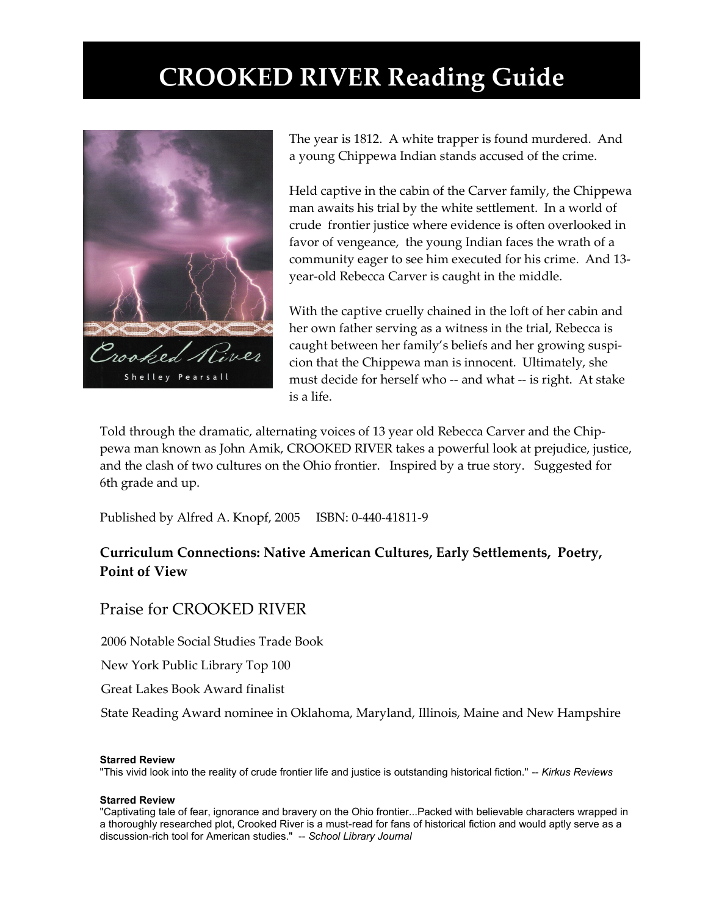# CROOKED RIVER Reading Guide

The year is 1812. A white trapper is found murdered. And a young Chippewa Indian stands accused of the crime.

Held captive in the cabin of the Carver family, the Chippewa man awaits his trial by the white settlement. In a world of crude frontier justice where evidence is often overlooked in favor of vengeance, the young Indian faces the wrath of a community eager to see him executed for his crime. And 13-year-old Rebecca Carver is caught in the middle.

With the captive cruelly chained in the loft of her cabin and her own father serving as a witness in the trial, Rebecca is caught between her family's beliefs and her growing suspicion that the Chippewa man is innocent. Ultimately, she must decide for herself who -- and what -- is right. At stake is a life.

Told through the dramatic, alternating voices of 13 year old Rebecca Carver and the Chippewa man known as John Amik, CROOKED RIVER takes a powerful look at prejudice, justice, and the clash of two cultures on the Ohio frontier. Inspired by a true story. Suggested for 6th grade and up.

Published by Alfred A. Knopf, 2005 ISBN: 0-440-41811-9

**Curriculum Connections: Native American Cultures, Early Settlements, Poetry, Point of View**

## Praise for CROOKED RIVER

2006 Notable Social Studies Trade Book

New York Public Library Top 100

Great Lakes Book Award finalist

State Reading Award nominee in Oklahoma, Maryland, Illinois, Maine and New Hampshire

**Starred Review**
"This vivid look into the reality of crude frontier life and justice is outstanding historical fiction." -- *Kirkus Reviews*

**Starred Review**
"Captivating tale of fear, ignorance and bravery on the Ohio frontier...Packed with believable characters wrapped in a thoroughly researched plot, Crooked River is a must-read for fans of historical fiction and would aptly serve as a discussion-rich tool for American studies." -- *School Library Journal*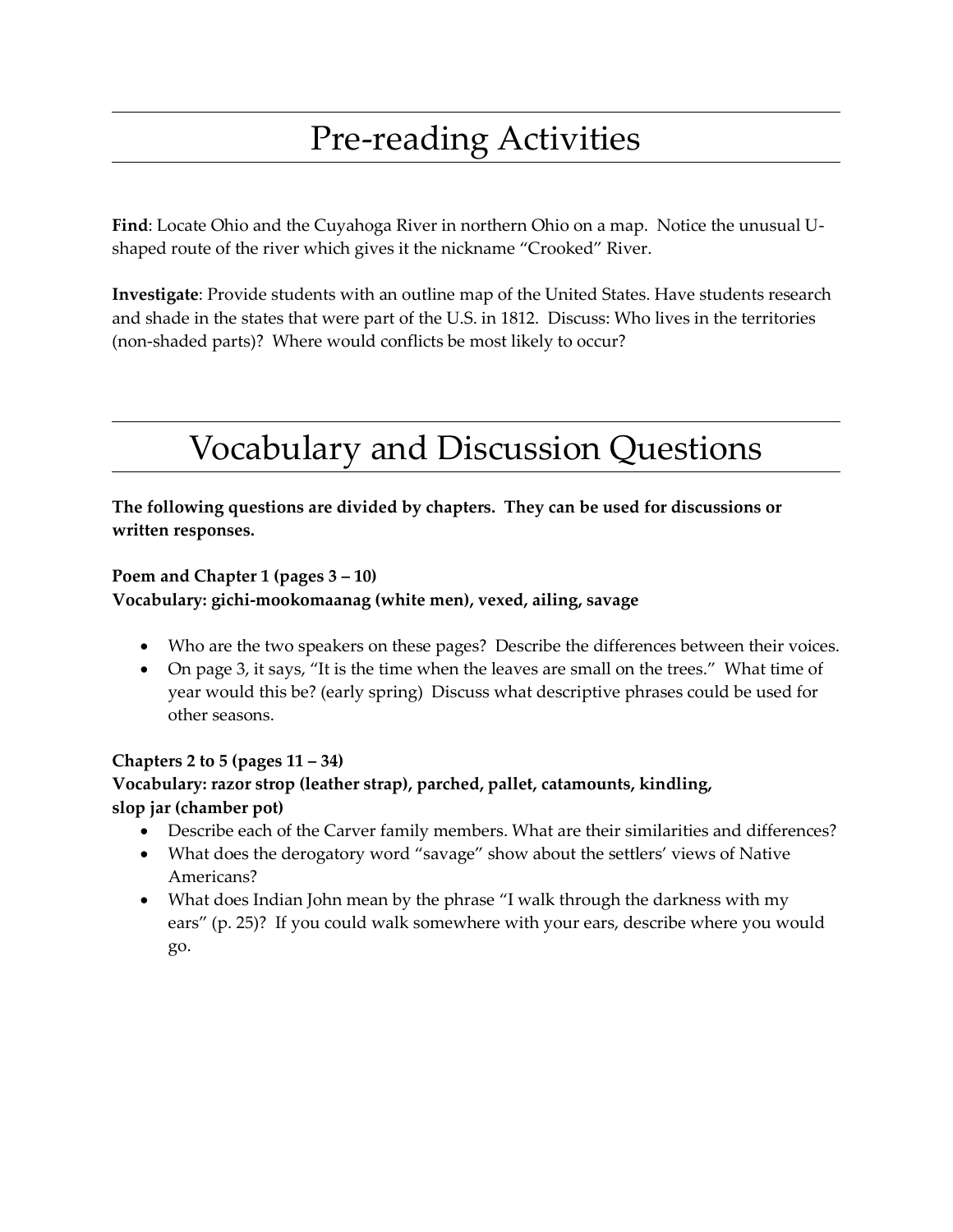# Pre-reading Activities

**Find**: Locate Ohio and the Cuyahoga River in northern Ohio on a map. Notice the unusual U-shaped route of the river which gives it the nickname "Crooked" River.

**Investigate**: Provide students with an outline map of the United States. Have students research and shade in the states that were part of the U.S. in 1812. Discuss: Who lives in the territories (non-shaded parts)? Where would conflicts be most likely to occur?

# Vocabulary and Discussion Questions

**The following questions are divided by chapters. They can be used for discussions or written responses.**

**Poem and Chapter 1 (pages 3 – 10)**
**Vocabulary: gichi-mookomaanag (white men), vexed, ailing, savage**

- Who are the two speakers on these pages? Describe the differences between their voices.
- On page 3, it says, "It is the time when the leaves are small on the trees." What time of year would this be? (early spring) Discuss what descriptive phrases could be used for other seasons.

**Chapters 2 to 5 (pages 11 – 34)**
**Vocabulary: razor strop (leather strap), parched, pallet, catamounts, kindling, slop jar (chamber pot)**

- Describe each of the Carver family members. What are their similarities and differences?
- What does the derogatory word "savage" show about the settlers' views of Native Americans?
- What does Indian John mean by the phrase "I walk through the darkness with my ears" (p. 25)? If you could walk somewhere with your ears, describe where you would go.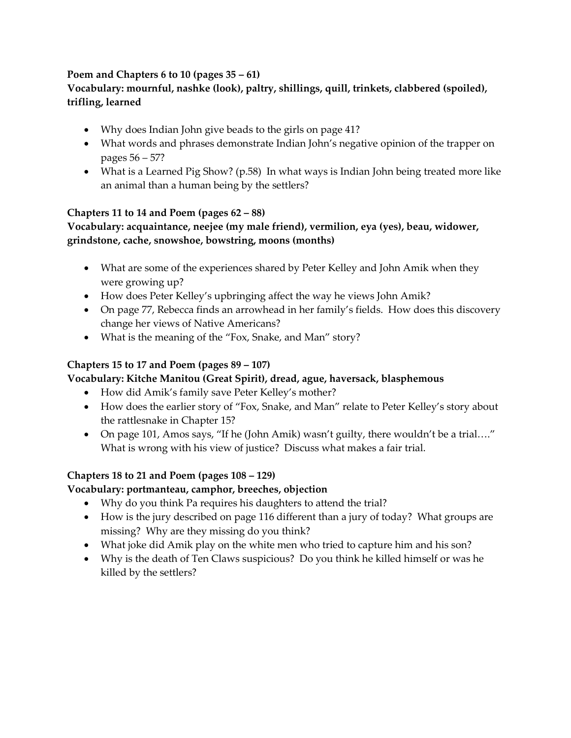**Poem and Chapters 6 to 10 (pages 35 – 61)**
**Vocabulary: mournful, nashke (look), paltry, shillings, quill, trinkets, clabbered (spoiled), trifling, learned**

- Why does Indian John give beads to the girls on page 41?
- What words and phrases demonstrate Indian John's negative opinion of the trapper on pages 56 – 57?
- What is a Learned Pig Show? (p.58) In what ways is Indian John being treated more like an animal than a human being by the settlers?

**Chapters 11 to 14 and Poem (pages 62 – 88)**
**Vocabulary: acquaintance, neejee (my male friend), vermilion, eya (yes), beau, widower, grindstone, cache, snowshoe, bowstring, moons (months)**

- What are some of the experiences shared by Peter Kelley and John Amik when they were growing up?
- How does Peter Kelley's upbringing affect the way he views John Amik?
- On page 77, Rebecca finds an arrowhead in her family's fields. How does this discovery change her views of Native Americans?
- What is the meaning of the "Fox, Snake, and Man" story?

**Chapters 15 to 17 and Poem (pages 89 – 107)**
**Vocabulary: Kitche Manitou (Great Spirit), dread, ague, haversack, blasphemous**

- How did Amik's family save Peter Kelley's mother?
- How does the earlier story of "Fox, Snake, and Man" relate to Peter Kelley's story about the rattlesnake in Chapter 15?
- On page 101, Amos says, "If he (John Amik) wasn't guilty, there wouldn't be a trial…." What is wrong with his view of justice? Discuss what makes a fair trial.

**Chapters 18 to 21 and Poem (pages 108 – 129)**
**Vocabulary: portmanteau, camphor, breeches, objection**

- Why do you think Pa requires his daughters to attend the trial?
- How is the jury described on page 116 different than a jury of today? What groups are missing? Why are they missing do you think?
- What joke did Amik play on the white men who tried to capture him and his son?
- Why is the death of Ten Claws suspicious? Do you think he killed himself or was he killed by the settlers?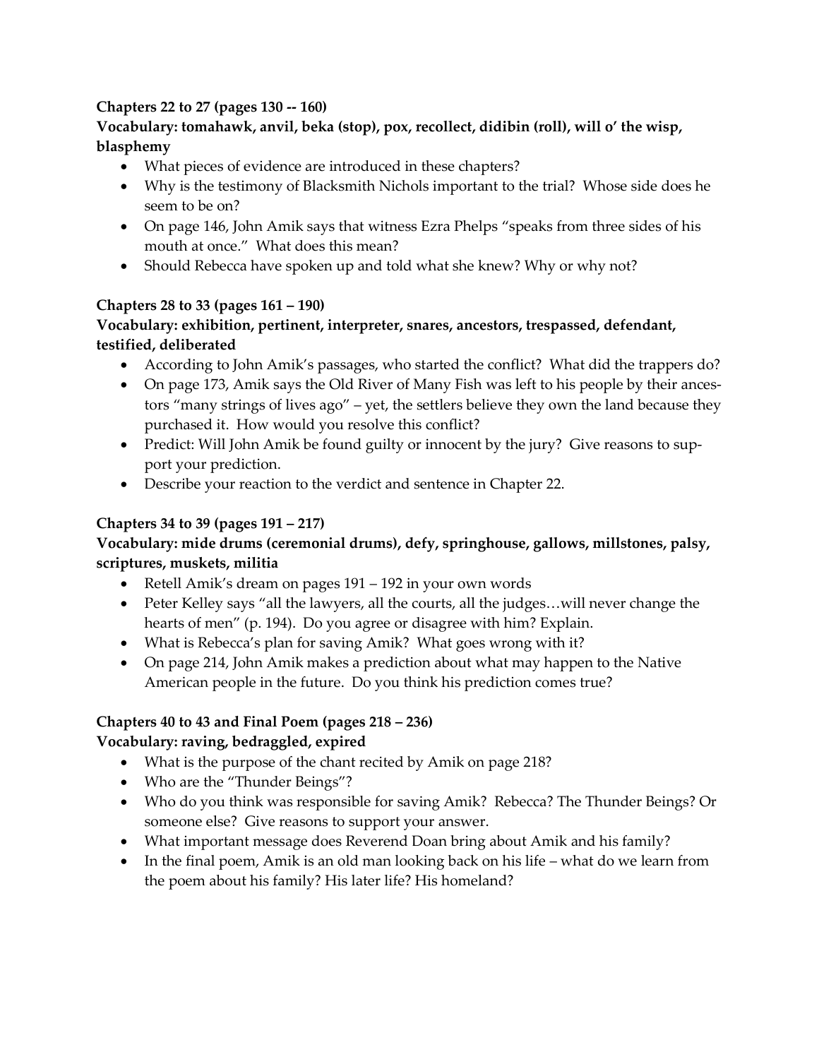**Chapters 22 to 27 (pages 130 -- 160)**

**Vocabulary: tomahawk, anvil, beka (stop), pox, recollect, didibin (roll), will o' the wisp, blasphemy**

- What pieces of evidence are introduced in these chapters?
- Why is the testimony of Blacksmith Nichols important to the trial? Whose side does he seem to be on?
- On page 146, John Amik says that witness Ezra Phelps "speaks from three sides of his mouth at once." What does this mean?
- Should Rebecca have spoken up and told what she knew? Why or why not?

**Chapters 28 to 33 (pages 161 – 190)**

**Vocabulary: exhibition, pertinent, interpreter, snares, ancestors, trespassed, defendant, testified, deliberated**

- According to John Amik's passages, who started the conflict? What did the trappers do?
- On page 173, Amik says the Old River of Many Fish was left to his people by their ancestors "many strings of lives ago" – yet, the settlers believe they own the land because they purchased it. How would you resolve this conflict?
- Predict: Will John Amik be found guilty or innocent by the jury? Give reasons to support your prediction.
- Describe your reaction to the verdict and sentence in Chapter 22.

**Chapters 34 to 39 (pages 191 – 217)**

**Vocabulary: mide drums (ceremonial drums), defy, springhouse, gallows, millstones, palsy, scriptures, muskets, militia**

- Retell Amik's dream on pages 191 – 192 in your own words
- Peter Kelley says "all the lawyers, all the courts, all the judges…will never change the hearts of men" (p. 194). Do you agree or disagree with him? Explain.
- What is Rebecca's plan for saving Amik? What goes wrong with it?
- On page 214, John Amik makes a prediction about what may happen to the Native American people in the future. Do you think his prediction comes true?

**Chapters 40 to 43 and Final Poem (pages 218 – 236)**

**Vocabulary: raving, bedraggled, expired**

- What is the purpose of the chant recited by Amik on page 218?
- Who are the "Thunder Beings"?
- Who do you think was responsible for saving Amik? Rebecca? The Thunder Beings? Or someone else? Give reasons to support your answer.
- What important message does Reverend Doan bring about Amik and his family?
- In the final poem, Amik is an old man looking back on his life – what do we learn from the poem about his family? His later life? His homeland?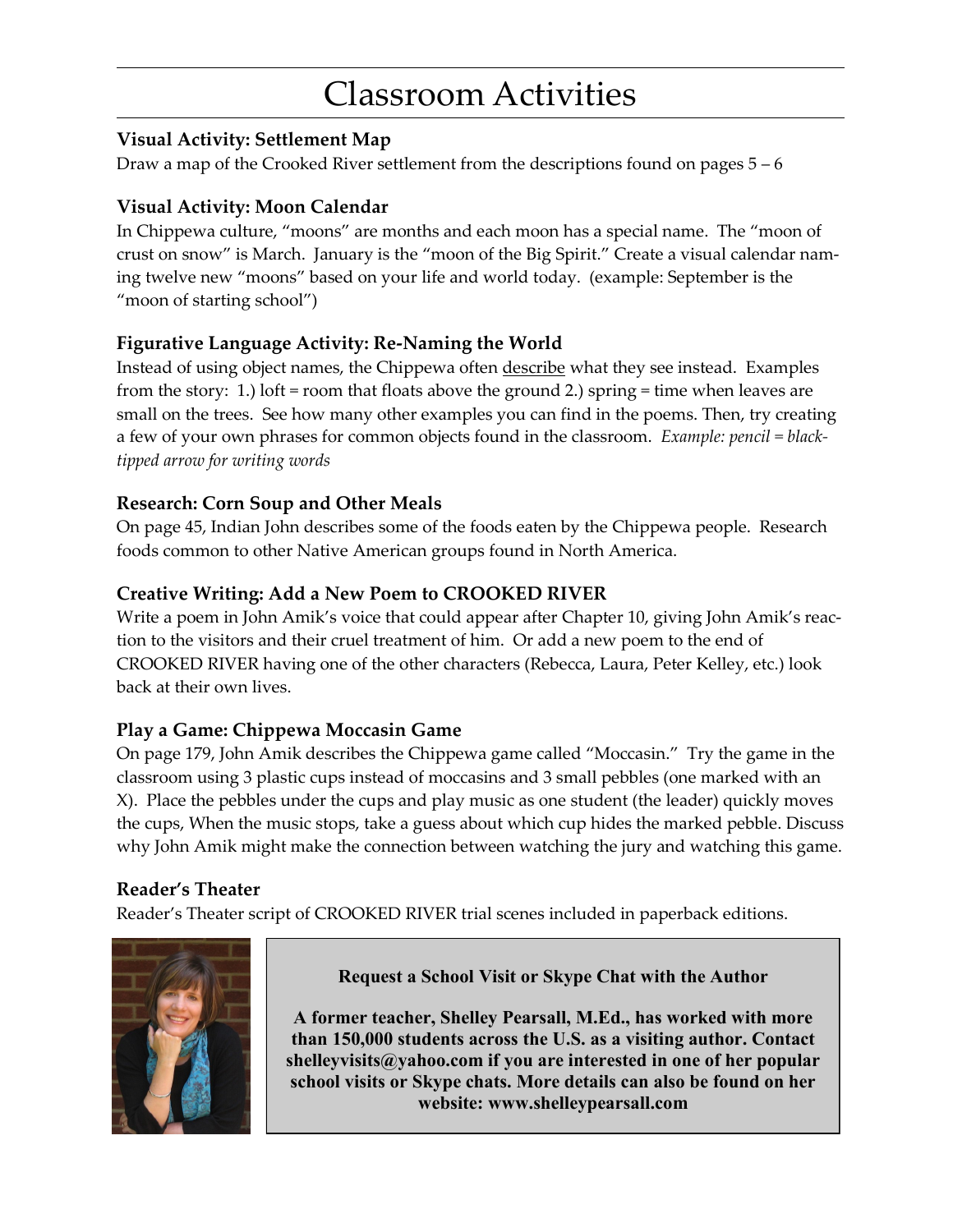# Classroom Activities

### Visual Activity: Settlement Map

Draw a map of the Crooked River settlement from the descriptions found on pages 5 – 6

### Visual Activity: Moon Calendar

In Chippewa culture, "moons" are months and each moon has a special name. The "moon of crust on snow" is March. January is the "moon of the Big Spirit." Create a visual calendar naming twelve new "moons" based on your life and world today. (example: September is the "moon of starting school")

### Figurative Language Activity: Re-Naming the World

Instead of using object names, the Chippewa often describe what they see instead. Examples from the story: 1.) loft = room that floats above the ground 2.) spring = time when leaves are small on the trees. See how many other examples you can find in the poems. Then, try creating a few of your own phrases for common objects found in the classroom. *Example: pencil = black-tipped arrow for writing words*

### Research: Corn Soup and Other Meals

On page 45, Indian John describes some of the foods eaten by the Chippewa people. Research foods common to other Native American groups found in North America.

### Creative Writing: Add a New Poem to CROOKED RIVER

Write a poem in John Amik's voice that could appear after Chapter 10, giving John Amik's reaction to the visitors and their cruel treatment of him. Or add a new poem to the end of CROOKED RIVER having one of the other characters (Rebecca, Laura, Peter Kelley, etc.) look back at their own lives.

### Play a Game: Chippewa Moccasin Game

On page 179, John Amik describes the Chippewa game called "Moccasin." Try the game in the classroom using 3 plastic cups instead of moccasins and 3 small pebbles (one marked with an X). Place the pebbles under the cups and play music as one student (the leader) quickly moves the cups, When the music stops, take a guess about which cup hides the marked pebble. Discuss why John Amik might make the connection between watching the jury and watching this game.

### Reader's Theater

Reader's Theater script of CROOKED RIVER trial scenes included in paperback editions.

**Request a School Visit or Skype Chat with the Author**

**A former teacher, Shelley Pearsall, M.Ed., has worked with more than 150,000 students across the U.S. as a visiting author. Contact shelleyvisits@yahoo.com if you are interested in one of her popular school visits or Skype chats. More details can also be found on her website: www.shelleypearsall.com**